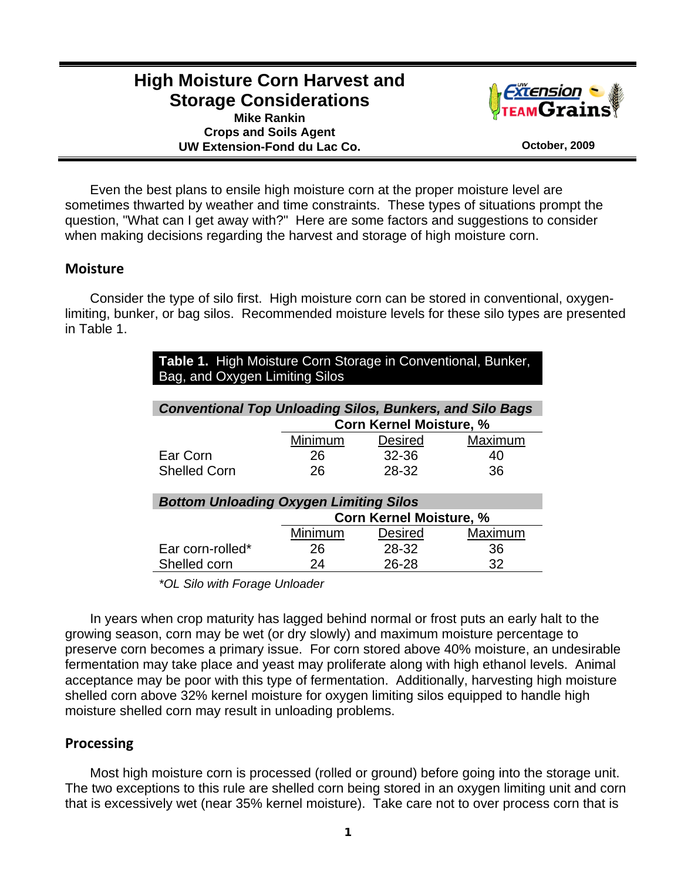# High Moisture Corn Harvest and Storage Considerations

**Mike Rankin**
**Crops and Soils Agent**
**UW Extension-Fond du Lac Co.**

**October, 2009**

Even the best plans to ensile high moisture corn at the proper moisture level are sometimes thwarted by weather and time constraints. These types of situations prompt the question, "What can I get away with?" Here are some factors and suggestions to consider when making decisions regarding the harvest and storage of high moisture corn.

## Moisture

Consider the type of silo first. High moisture corn can be stored in conventional, oxygen-limiting, bunker, or bag silos. Recommended moisture levels for these silo types are presented in Table 1.

**Table 1.** High Moisture Corn Storage in Conventional, Bunker, Bag, and Oxygen Limiting Silos

| ***Conventional Top Unloading Silos, Bunkers, and Silo Bags*** | | | |
|---|---|---|---|
| | **Corn Kernel Moisture, %** | | |
| | Minimum | Desired | Maximum |
| Ear Corn | 26 | 32-36 | 40 |
| Shelled Corn | 26 | 28-32 | 36 |
| ***Bottom Unloading Oxygen Limiting Silos*** | | | |
| | **Corn Kernel Moisture, %** | | |
| | Minimum | Desired | Maximum |
| Ear corn-rolled* | 26 | 28-32 | 36 |
| Shelled corn | 24 | 26-28 | 32 |

*\*OL Silo with Forage Unloader*

In years when crop maturity has lagged behind normal or frost puts an early halt to the growing season, corn may be wet (or dry slowly) and maximum moisture percentage to preserve corn becomes a primary issue. For corn stored above 40% moisture, an undesirable fermentation may take place and yeast may proliferate along with high ethanol levels. Animal acceptance may be poor with this type of fermentation. Additionally, harvesting high moisture shelled corn above 32% kernel moisture for oxygen limiting silos equipped to handle high moisture shelled corn may result in unloading problems.

## Processing

Most high moisture corn is processed (rolled or ground) before going into the storage unit. The two exceptions to this rule are shelled corn being stored in an oxygen limiting unit and corn that is excessively wet (near 35% kernel moisture). Take care not to over process corn that is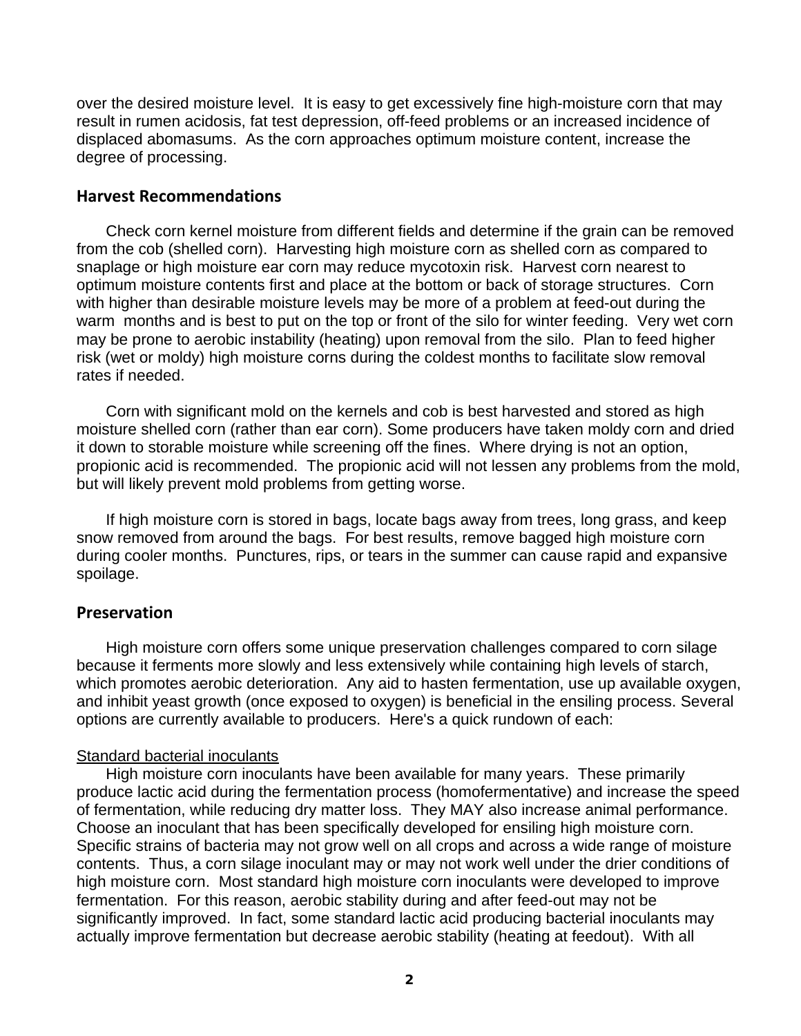over the desired moisture level. It is easy to get excessively fine high-moisture corn that may result in rumen acidosis, fat test depression, off-feed problems or an increased incidence of displaced abomasums. As the corn approaches optimum moisture content, increase the degree of processing.

## Harvest Recommendations

Check corn kernel moisture from different fields and determine if the grain can be removed from the cob (shelled corn). Harvesting high moisture corn as shelled corn as compared to snaplage or high moisture ear corn may reduce mycotoxin risk. Harvest corn nearest to optimum moisture contents first and place at the bottom or back of storage structures. Corn with higher than desirable moisture levels may be more of a problem at feed-out during the warm months and is best to put on the top or front of the silo for winter feeding. Very wet corn may be prone to aerobic instability (heating) upon removal from the silo. Plan to feed higher risk (wet or moldy) high moisture corns during the coldest months to facilitate slow removal rates if needed.

Corn with significant mold on the kernels and cob is best harvested and stored as high moisture shelled corn (rather than ear corn). Some producers have taken moldy corn and dried it down to storable moisture while screening off the fines. Where drying is not an option, propionic acid is recommended. The propionic acid will not lessen any problems from the mold, but will likely prevent mold problems from getting worse.

If high moisture corn is stored in bags, locate bags away from trees, long grass, and keep snow removed from around the bags. For best results, remove bagged high moisture corn during cooler months. Punctures, rips, or tears in the summer can cause rapid and expansive spoilage.

## Preservation

High moisture corn offers some unique preservation challenges compared to corn silage because it ferments more slowly and less extensively while containing high levels of starch, which promotes aerobic deterioration. Any aid to hasten fermentation, use up available oxygen, and inhibit yeast growth (once exposed to oxygen) is beneficial in the ensiling process. Several options are currently available to producers. Here's a quick rundown of each:

<u>Standard bacterial inoculants</u>

High moisture corn inoculants have been available for many years. These primarily produce lactic acid during the fermentation process (homofermentative) and increase the speed of fermentation, while reducing dry matter loss. They MAY also increase animal performance. Choose an inoculant that has been specifically developed for ensiling high moisture corn. Specific strains of bacteria may not grow well on all crops and across a wide range of moisture contents. Thus, a corn silage inoculant may or may not work well under the drier conditions of high moisture corn. Most standard high moisture corn inoculants were developed to improve fermentation. For this reason, aerobic stability during and after feed-out may not be significantly improved. In fact, some standard lactic acid producing bacterial inoculants may actually improve fermentation but decrease aerobic stability (heating at feedout). With all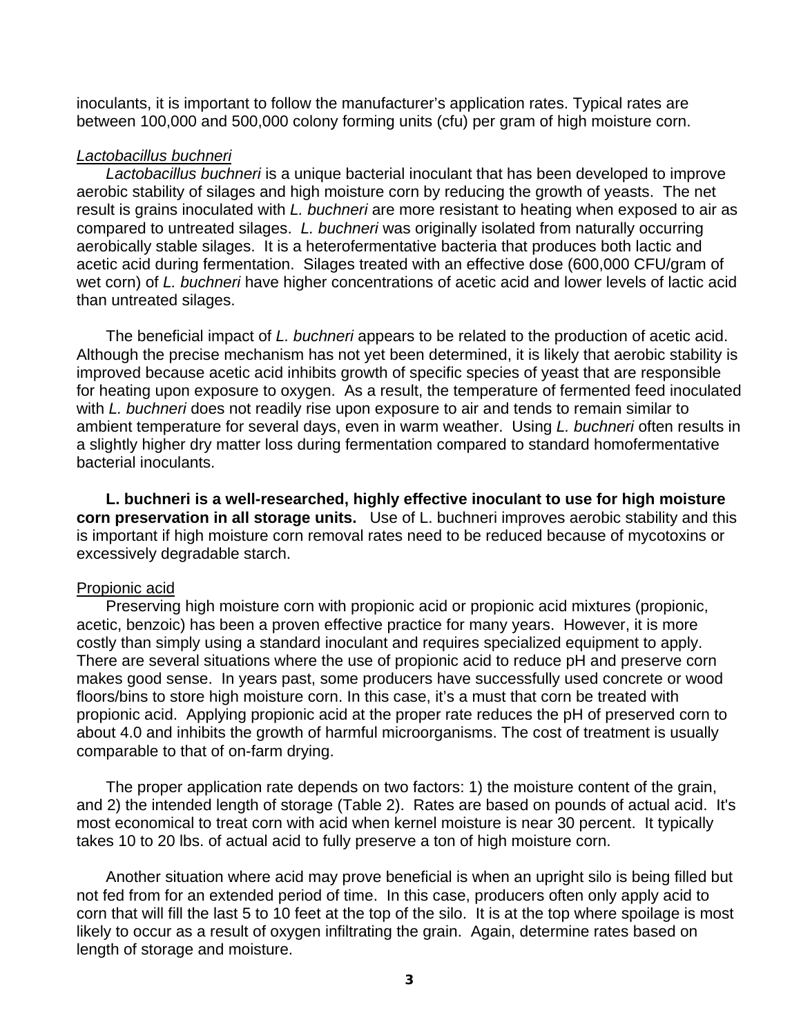inoculants, it is important to follow the manufacturer's application rates. Typical rates are between 100,000 and 500,000 colony forming units (cfu) per gram of high moisture corn.

*Lactobacillus buchneri*

*Lactobacillus buchneri* is a unique bacterial inoculant that has been developed to improve aerobic stability of silages and high moisture corn by reducing the growth of yeasts. The net result is grains inoculated with *L. buchneri* are more resistant to heating when exposed to air as compared to untreated silages. *L. buchneri* was originally isolated from naturally occurring aerobically stable silages. It is a heterofermentative bacteria that produces both lactic and acetic acid during fermentation. Silages treated with an effective dose (600,000 CFU/gram of wet corn) of *L. buchneri* have higher concentrations of acetic acid and lower levels of lactic acid than untreated silages.

The beneficial impact of *L. buchneri* appears to be related to the production of acetic acid. Although the precise mechanism has not yet been determined, it is likely that aerobic stability is improved because acetic acid inhibits growth of specific species of yeast that are responsible for heating upon exposure to oxygen. As a result, the temperature of fermented feed inoculated with *L. buchneri* does not readily rise upon exposure to air and tends to remain similar to ambient temperature for several days, even in warm weather. Using *L. buchneri* often results in a slightly higher dry matter loss during fermentation compared to standard homofermentative bacterial inoculants.

**L. buchneri is a well-researched, highly effective inoculant to use for high moisture corn preservation in all storage units.** Use of L. buchneri improves aerobic stability and this is important if high moisture corn removal rates need to be reduced because of mycotoxins or excessively degradable starch.

Propionic acid

Preserving high moisture corn with propionic acid or propionic acid mixtures (propionic, acetic, benzoic) has been a proven effective practice for many years. However, it is more costly than simply using a standard inoculant and requires specialized equipment to apply. There are several situations where the use of propionic acid to reduce pH and preserve corn makes good sense. In years past, some producers have successfully used concrete or wood floors/bins to store high moisture corn. In this case, it's a must that corn be treated with propionic acid. Applying propionic acid at the proper rate reduces the pH of preserved corn to about 4.0 and inhibits the growth of harmful microorganisms. The cost of treatment is usually comparable to that of on-farm drying.

The proper application rate depends on two factors: 1) the moisture content of the grain, and 2) the intended length of storage (Table 2). Rates are based on pounds of actual acid. It's most economical to treat corn with acid when kernel moisture is near 30 percent. It typically takes 10 to 20 lbs. of actual acid to fully preserve a ton of high moisture corn.

Another situation where acid may prove beneficial is when an upright silo is being filled but not fed from for an extended period of time. In this case, producers often only apply acid to corn that will fill the last 5 to 10 feet at the top of the silo. It is at the top where spoilage is most likely to occur as a result of oxygen infiltrating the grain. Again, determine rates based on length of storage and moisture.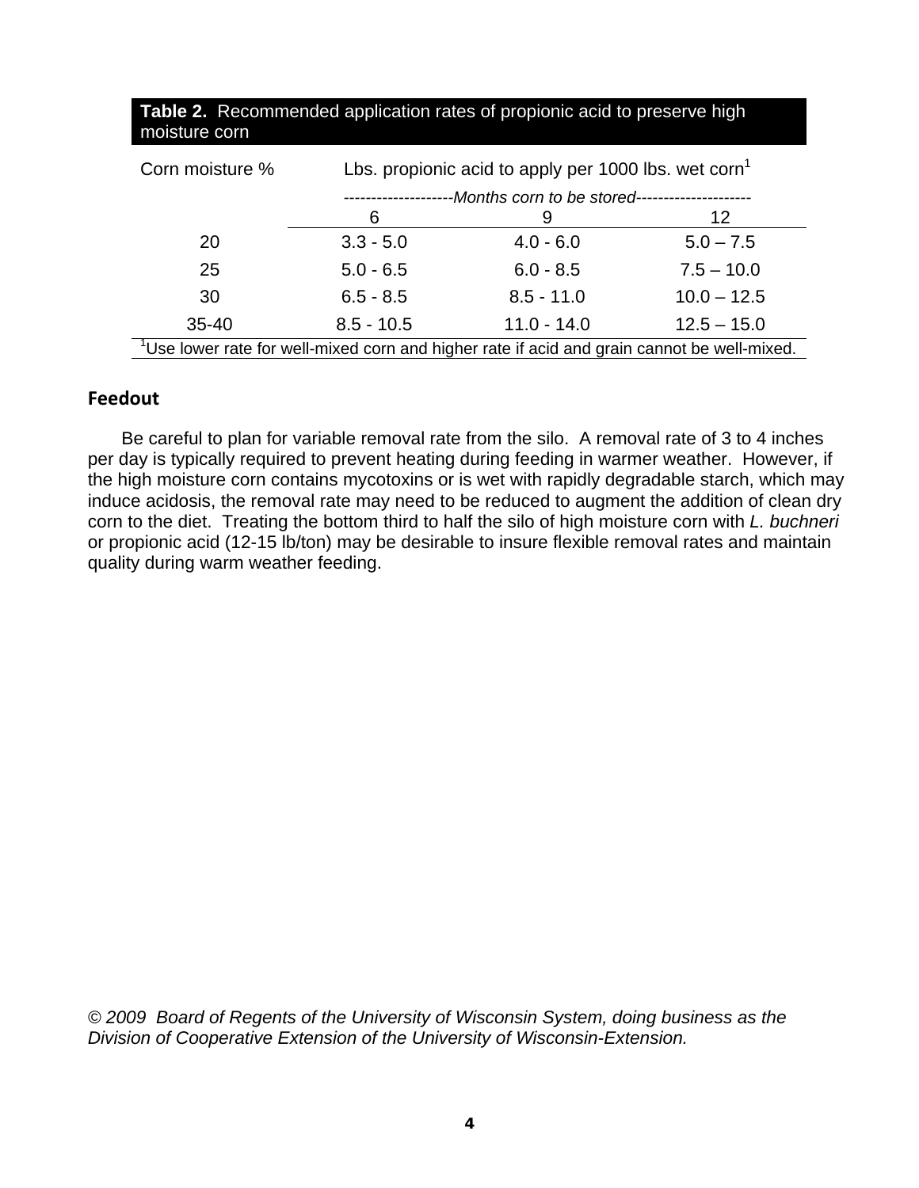**Table 2.** Recommended application rates of propionic acid to preserve high moisture corn

| Corn moisture % | Lbs. propionic acid to apply per 1000 lbs. wet corn[1] | | |
|---|---|---|---|
| | *Months corn to be stored* | | |
| | 6 | 9 | 12 |
| 20 | 3.3 - 5.0 | 4.0 - 6.0 | 5.0 – 7.5 |
| 25 | 5.0 - 6.5 | 6.0 - 8.5 | 7.5 – 10.0 |
| 30 | 6.5 - 8.5 | 8.5 - 11.0 | 10.0 – 12.5 |
| 35-40 | 8.5 - 10.5 | 11.0 - 14.0 | 12.5 – 15.0 |

[1]Use lower rate for well-mixed corn and higher rate if acid and grain cannot be well-mixed.

## Feedout

Be careful to plan for variable removal rate from the silo. A removal rate of 3 to 4 inches per day is typically required to prevent heating during feeding in warmer weather. However, if the high moisture corn contains mycotoxins or is wet with rapidly degradable starch, which may induce acidosis, the removal rate may need to be reduced to augment the addition of clean dry corn to the diet. Treating the bottom third to half the silo of high moisture corn with *L. buchneri* or propionic acid (12-15 lb/ton) may be desirable to insure flexible removal rates and maintain quality during warm weather feeding.

*© 2009 Board of Regents of the University of Wisconsin System, doing business as the Division of Cooperative Extension of the University of Wisconsin-Extension.*